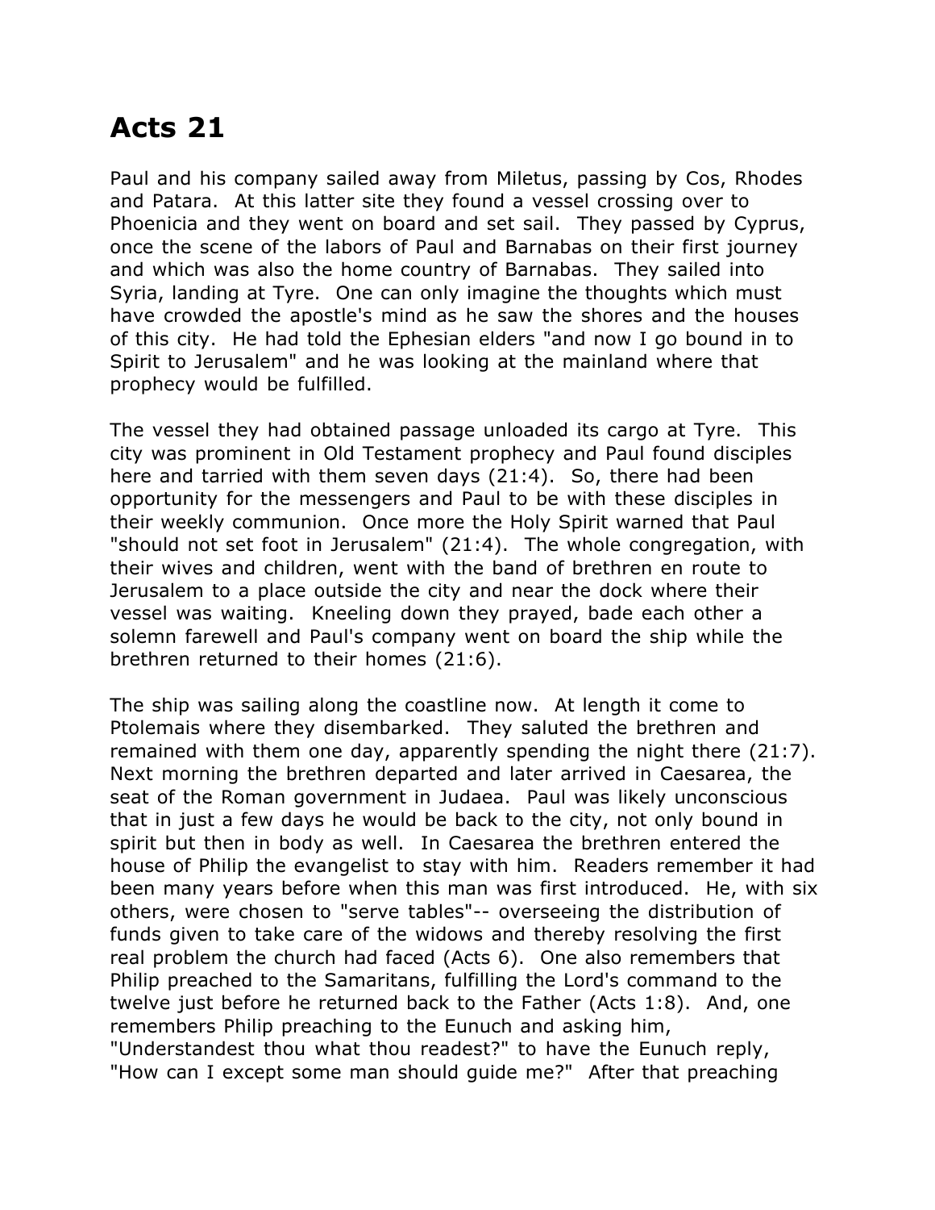# Acts 21

Paul and his company sailed away from Miletus, passing by Cos, Rhodes and Patara. At this latter site they found a vessel crossing over to Phoenicia and they went on board and set sail. They passed by Cyprus, once the scene of the labors of Paul and Barnabas on their first journey and which was also the home country of Barnabas. They sailed into Syria, landing at Tyre. One can only imagine the thoughts which must have crowded the apostle's mind as he saw the shores and the houses of this city. He had told the Ephesian elders "and now I go bound in to Spirit to Jerusalem" and he was looking at the mainland where that prophecy would be fulfilled.

The vessel they had obtained passage unloaded its cargo at Tyre. This city was prominent in Old Testament prophecy and Paul found disciples here and tarried with them seven days (21:4). So, there had been opportunity for the messengers and Paul to be with these disciples in their weekly communion. Once more the Holy Spirit warned that Paul "should not set foot in Jerusalem" (21:4). The whole congregation, with their wives and children, went with the band of brethren en route to Jerusalem to a place outside the city and near the dock where their vessel was waiting. Kneeling down they prayed, bade each other a solemn farewell and Paul's company went on board the ship while the brethren returned to their homes (21:6).

The ship was sailing along the coastline now. At length it come to Ptolemais where they disembarked. They saluted the brethren and remained with them one day, apparently spending the night there (21:7). Next morning the brethren departed and later arrived in Caesarea, the seat of the Roman government in Judaea. Paul was likely unconscious that in just a few days he would be back to the city, not only bound in spirit but then in body as well. In Caesarea the brethren entered the house of Philip the evangelist to stay with him. Readers remember it had been many years before when this man was first introduced. He, with six others, were chosen to "serve tables"-- overseeing the distribution of funds given to take care of the widows and thereby resolving the first real problem the church had faced (Acts 6). One also remembers that Philip preached to the Samaritans, fulfilling the Lord's command to the twelve just before he returned back to the Father (Acts 1:8). And, one remembers Philip preaching to the Eunuch and asking him, "Understandest thou what thou readest?" to have the Eunuch reply, "How can I except some man should guide me?" After that preaching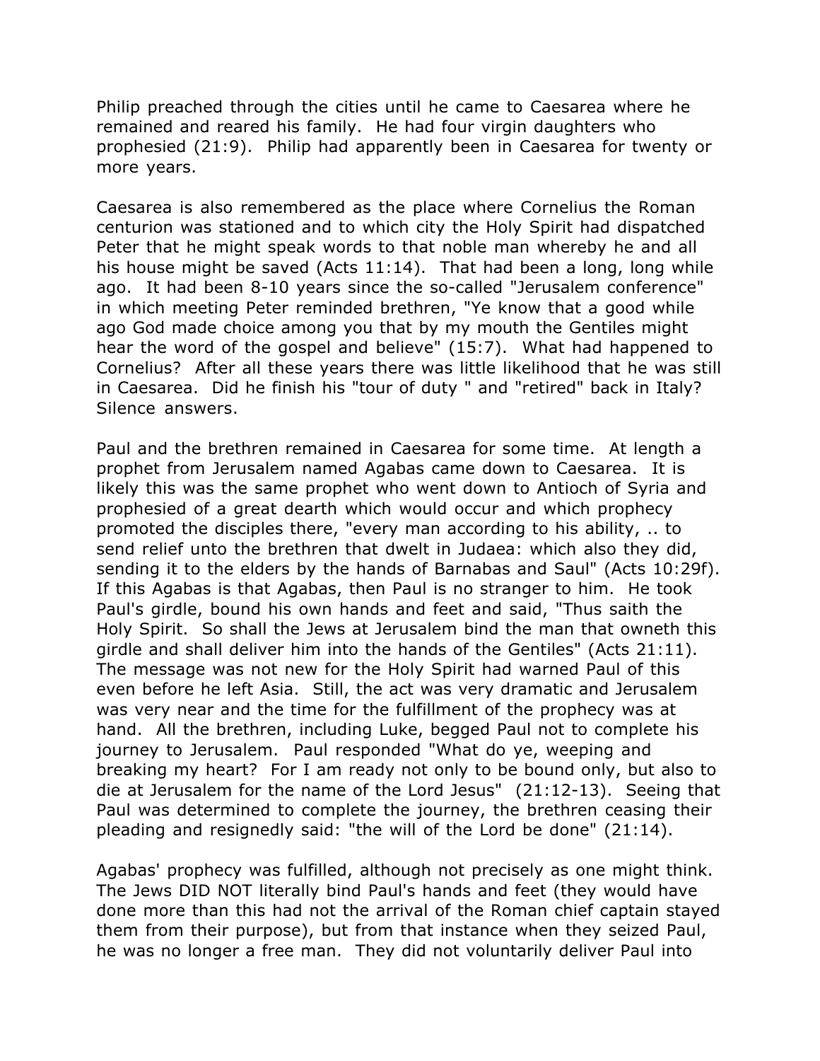Philip preached through the cities until he came to Caesarea where he remained and reared his family. He had four virgin daughters who prophesied (21:9). Philip had apparently been in Caesarea for twenty or more years.

Caesarea is also remembered as the place where Cornelius the Roman centurion was stationed and to which city the Holy Spirit had dispatched Peter that he might speak words to that noble man whereby he and all his house might be saved (Acts 11:14). That had been a long, long while ago. It had been 8-10 years since the so-called "Jerusalem conference" in which meeting Peter reminded brethren, "Ye know that a good while ago God made choice among you that by my mouth the Gentiles might hear the word of the gospel and believe" (15:7). What had happened to Cornelius? After all these years there was little likelihood that he was still in Caesarea. Did he finish his "tour of duty " and "retired" back in Italy? Silence answers.

Paul and the brethren remained in Caesarea for some time. At length a prophet from Jerusalem named Agabas came down to Caesarea. It is likely this was the same prophet who went down to Antioch of Syria and prophesied of a great dearth which would occur and which prophecy promoted the disciples there, "every man according to his ability, .. to send relief unto the brethren that dwelt in Judaea: which also they did, sending it to the elders by the hands of Barnabas and Saul" (Acts 10:29f). If this Agabas is that Agabas, then Paul is no stranger to him. He took Paul's girdle, bound his own hands and feet and said, "Thus saith the Holy Spirit. So shall the Jews at Jerusalem bind the man that owneth this girdle and shall deliver him into the hands of the Gentiles" (Acts 21:11). The message was not new for the Holy Spirit had warned Paul of this even before he left Asia. Still, the act was very dramatic and Jerusalem was very near and the time for the fulfillment of the prophecy was at hand. All the brethren, including Luke, begged Paul not to complete his journey to Jerusalem. Paul responded "What do ye, weeping and breaking my heart? For I am ready not only to be bound only, but also to die at Jerusalem for the name of the Lord Jesus" (21:12-13). Seeing that Paul was determined to complete the journey, the brethren ceasing their pleading and resignedly said: "the will of the Lord be done" (21:14).

Agabas' prophecy was fulfilled, although not precisely as one might think. The Jews DID NOT literally bind Paul's hands and feet (they would have done more than this had not the arrival of the Roman chief captain stayed them from their purpose), but from that instance when they seized Paul, he was no longer a free man. They did not voluntarily deliver Paul into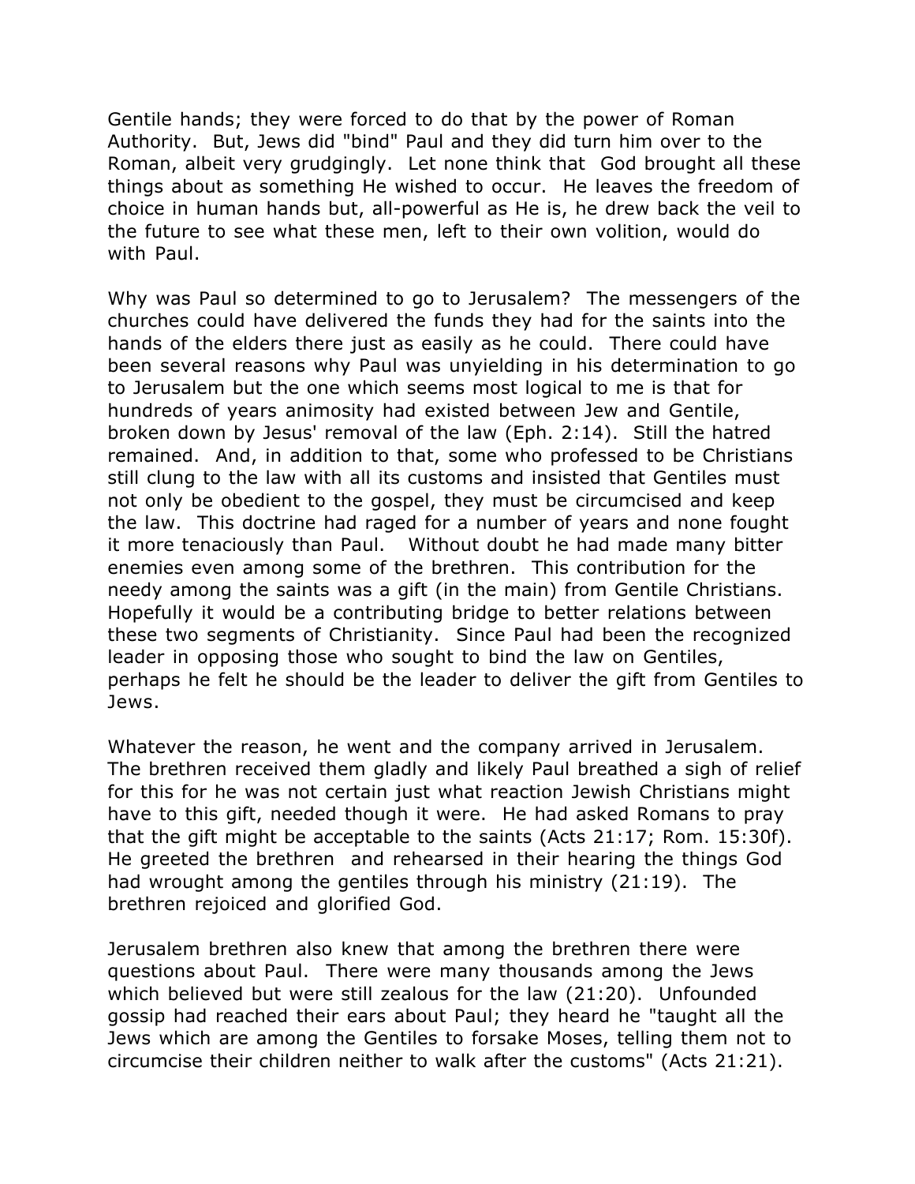Gentile hands; they were forced to do that by the power of Roman Authority. But, Jews did "bind" Paul and they did turn him over to the Roman, albeit very grudgingly. Let none think that God brought all these things about as something He wished to occur. He leaves the freedom of choice in human hands but, all-powerful as He is, he drew back the veil to the future to see what these men, left to their own volition, would do with Paul.

Why was Paul so determined to go to Jerusalem? The messengers of the churches could have delivered the funds they had for the saints into the hands of the elders there just as easily as he could. There could have been several reasons why Paul was unyielding in his determination to go to Jerusalem but the one which seems most logical to me is that for hundreds of years animosity had existed between Jew and Gentile, broken down by Jesus' removal of the law (Eph. 2:14). Still the hatred remained. And, in addition to that, some who professed to be Christians still clung to the law with all its customs and insisted that Gentiles must not only be obedient to the gospel, they must be circumcised and keep the law. This doctrine had raged for a number of years and none fought it more tenaciously than Paul. Without doubt he had made many bitter enemies even among some of the brethren. This contribution for the needy among the saints was a gift (in the main) from Gentile Christians. Hopefully it would be a contributing bridge to better relations between these two segments of Christianity. Since Paul had been the recognized leader in opposing those who sought to bind the law on Gentiles, perhaps he felt he should be the leader to deliver the gift from Gentiles to Jews.

Whatever the reason, he went and the company arrived in Jerusalem. The brethren received them gladly and likely Paul breathed a sigh of relief for this for he was not certain just what reaction Jewish Christians might have to this gift, needed though it were. He had asked Romans to pray that the gift might be acceptable to the saints (Acts 21:17; Rom. 15:30f). He greeted the brethren and rehearsed in their hearing the things God had wrought among the gentiles through his ministry (21:19). The brethren rejoiced and glorified God.

Jerusalem brethren also knew that among the brethren there were questions about Paul. There were many thousands among the Jews which believed but were still zealous for the law (21:20). Unfounded gossip had reached their ears about Paul; they heard he "taught all the Jews which are among the Gentiles to forsake Moses, telling them not to circumcise their children neither to walk after the customs" (Acts 21:21).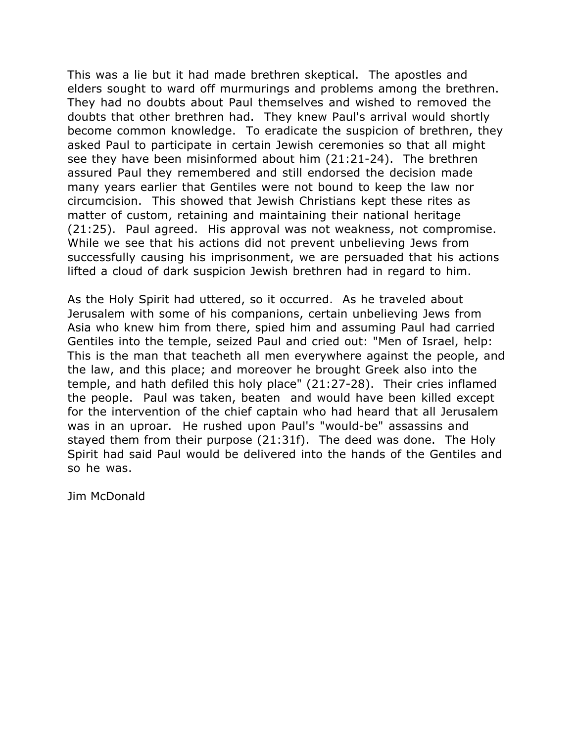This was a lie but it had made brethren skeptical. The apostles and elders sought to ward off murmurings and problems among the brethren. They had no doubts about Paul themselves and wished to removed the doubts that other brethren had. They knew Paul's arrival would shortly become common knowledge. To eradicate the suspicion of brethren, they asked Paul to participate in certain Jewish ceremonies so that all might see they have been misinformed about him (21:21-24). The brethren assured Paul they remembered and still endorsed the decision made many years earlier that Gentiles were not bound to keep the law nor circumcision. This showed that Jewish Christians kept these rites as matter of custom, retaining and maintaining their national heritage (21:25). Paul agreed. His approval was not weakness, not compromise. While we see that his actions did not prevent unbelieving Jews from successfully causing his imprisonment, we are persuaded that his actions lifted a cloud of dark suspicion Jewish brethren had in regard to him.

As the Holy Spirit had uttered, so it occurred. As he traveled about Jerusalem with some of his companions, certain unbelieving Jews from Asia who knew him from there, spied him and assuming Paul had carried Gentiles into the temple, seized Paul and cried out: "Men of Israel, help: This is the man that teacheth all men everywhere against the people, and the law, and this place; and moreover he brought Greek also into the temple, and hath defiled this holy place" (21:27-28). Their cries inflamed the people. Paul was taken, beaten and would have been killed except for the intervention of the chief captain who had heard that all Jerusalem was in an uproar. He rushed upon Paul's "would-be" assassins and stayed them from their purpose (21:31f). The deed was done. The Holy Spirit had said Paul would be delivered into the hands of the Gentiles and so he was.

Jim McDonald